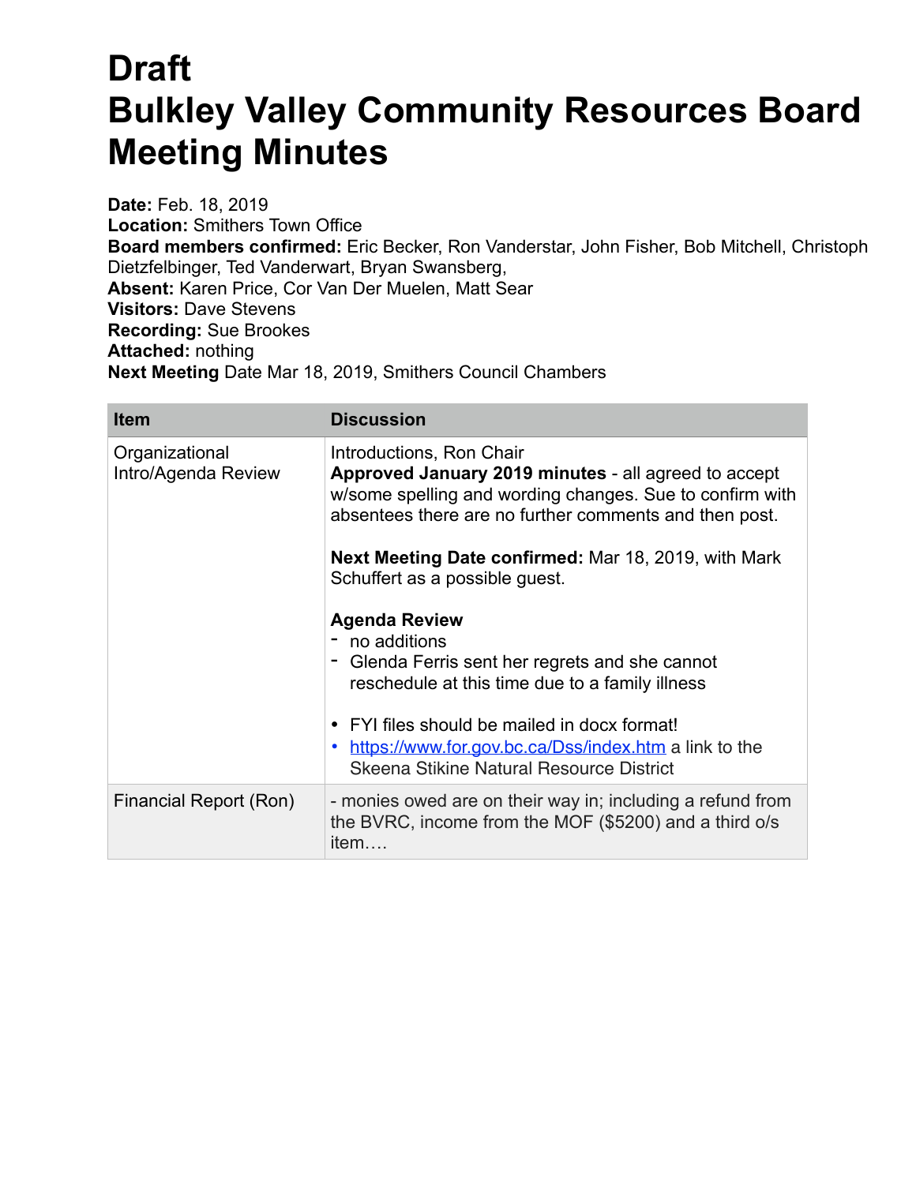# Draft
# Bulkley Valley Community Resources Board Meeting Minutes

**Date:** Feb. 18, 2019
**Location:** Smithers Town Office
**Board members confirmed:** Eric Becker, Ron Vanderstar, John Fisher, Bob Mitchell, Christoph Dietzfelbinger, Ted Vanderwart, Bryan Swansberg,
**Absent:** Karen Price, Cor Van Der Muelen, Matt Sear
**Visitors:** Dave Stevens
**Recording:** Sue Brookes
**Attached:** nothing
**Next Meeting** Date Mar 18, 2019, Smithers Council Chambers

| Item | Discussion |
|---|---|
| Organizational Intro/Agenda Review | Introductions, Ron Chair<br>**Approved January 2019 minutes** - all agreed to accept w/some spelling and wording changes. Sue to confirm with absentees there are no further comments and then post.<br><br>**Next Meeting Date confirmed:** Mar 18, 2019, with Mark Schuffert as a possible guest.<br><br>**Agenda Review**<br>- no additions<br>- Glenda Ferris sent her regrets and she cannot reschedule at this time due to a family illness<br><br>• FYI files should be mailed in docx format!<br>• https://www.for.gov.bc.ca/Dss/index.htm a link to the Skeena Stikine Natural Resource District |
| Financial Report (Ron) | - monies owed are on their way in; including a refund from the BVRC, income from the MOF ($5200) and a third o/s item…. |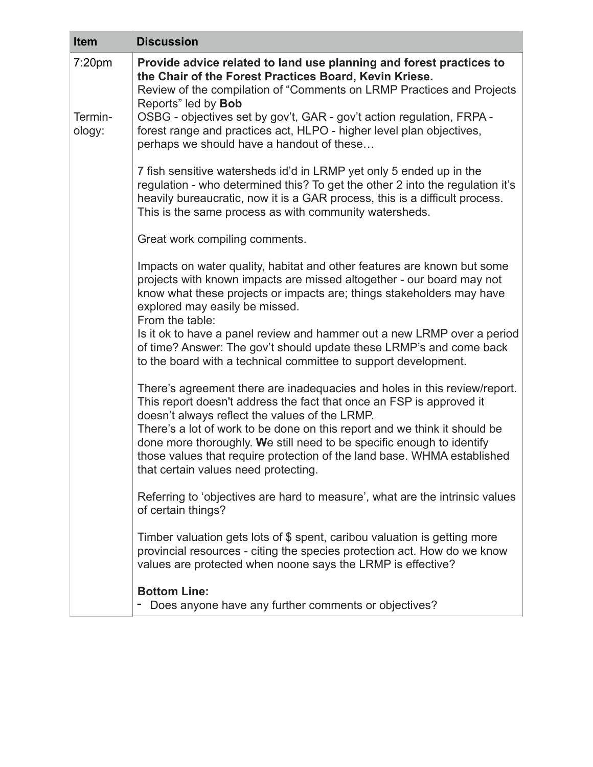| Item | Discussion |
| --- | --- |
| 7:20pm<br><br>Termin-ology: | **Provide advice related to land use planning and forest practices to the Chair of the Forest Practices Board, Kevin Kriese.**<br>Review of the compilation of “Comments on LRMP Practices and Projects Reports” led by **Bob**<br>OSBG - objectives set by gov’t, GAR - gov’t action regulation, FRPA - forest range and practices act, HLPO - higher level plan objectives, perhaps we should have a handout of these…<br><br>7 fish sensitive watersheds id’d in LRMP yet only 5 ended up in the regulation - who determined this? To get the other 2 into the regulation it’s heavily bureaucratic, now it is a GAR process, this is a difficult process. This is the same process as with community watersheds.<br><br>Great work compiling comments.<br><br>Impacts on water quality, habitat and other features are known but some projects with known impacts are missed altogether - our board may not know what these projects or impacts are; things stakeholders may have explored may easily be missed.<br>From the table:<br>Is it ok to have a panel review and hammer out a new LRMP over a period of time? Answer: The gov’t should update these LRMP’s and come back to the board with a technical committee to support development.<br><br>There’s agreement there are inadequacies and holes in this review/report. This report doesn't address the fact that once an FSP is approved it doesn’t always reflect the values of the LRMP.<br>There’s a lot of work to be done on this report and we think it should be done more thoroughly. **W**e still need to be specific enough to identify those values that require protection of the land base. WHMA established that certain values need protecting.<br><br>Referring to ‘objectives are hard to measure’, what are the intrinsic values of certain things?<br><br>Timber valuation gets lots of $ spent, caribou valuation is getting more provincial resources - citing the species protection act. How do we know values are protected when noone says the LRMP is effective?<br><br>**Bottom Line:**<br>- Does anyone have any further comments or objectives? |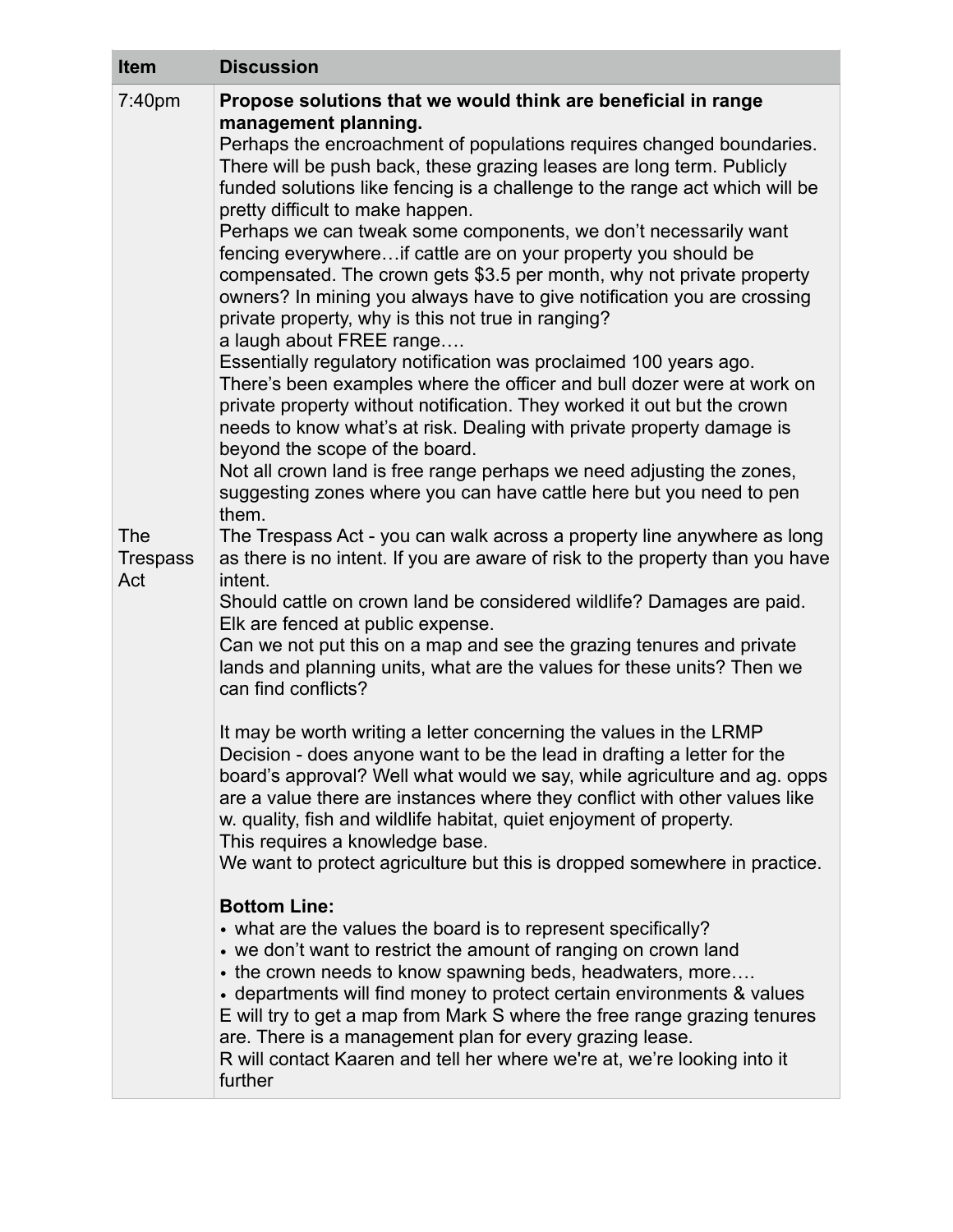| Item | Discussion |
| --- | --- |
| 7:40pm | **Propose solutions that we would think are beneficial in range management planning.**<br>Perhaps the encroachment of populations requires changed boundaries. There will be push back, these grazing leases are long term. Publicly funded solutions like fencing is a challenge to the range act which will be pretty difficult to make happen.<br>Perhaps we can tweak some components, we don't necessarily want fencing everywhere…if cattle are on your property you should be compensated. The crown gets $3.5 per month, why not private property owners? In mining you always have to give notification you are crossing private property, why is this not true in ranging?<br>a laugh about FREE range….<br>Essentially regulatory notification was proclaimed 100 years ago.<br>There's been examples where the officer and bull dozer were at work on private property without notification. They worked it out but the crown needs to know what's at risk. Dealing with private property damage is beyond the scope of the board.<br>Not all crown land is free range perhaps we need adjusting the zones, suggesting zones where you can have cattle here but you need to pen them. |
| The Trespass Act | The Trespass Act - you can walk across a property line anywhere as long as there is no intent. If you are aware of risk to the property than you have intent.<br>Should cattle on crown land be considered wildlife? Damages are paid. Elk are fenced at public expense.<br>Can we not put this on a map and see the grazing tenures and private lands and planning units, what are the values for these units? Then we can find conflicts?<br><br>It may be worth writing a letter concerning the values in the LRMP Decision - does anyone want to be the lead in drafting a letter for the board's approval? Well what would we say, while agriculture and ag. opps are a value there are instances where they conflict with other values like w. quality, fish and wildlife habitat, quiet enjoyment of property.<br>This requires a knowledge base.<br>We want to protect agriculture but this is dropped somewhere in practice.<br><br>**Bottom Line:**<br>• what are the values the board is to represent specifically?<br>• we don't want to restrict the amount of ranging on crown land<br>• the crown needs to know spawning beds, headwaters, more….<br>• departments will find money to protect certain environments & values<br>E will try to get a map from Mark S where the free range grazing tenures are. There is a management plan for every grazing lease.<br>R will contact Kaaren and tell her where we're at, we're looking into it further |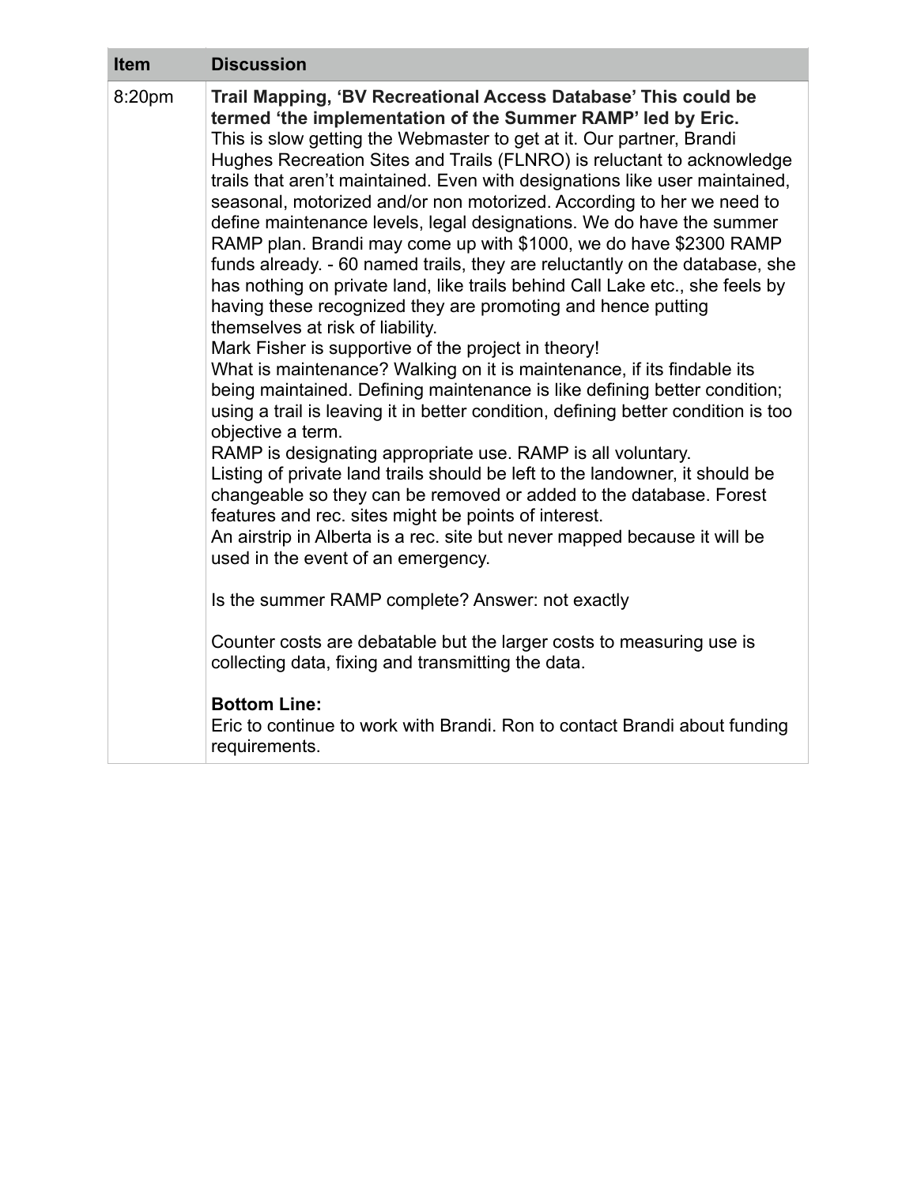| Item | Discussion |
|---|---|
| 8:20pm | **Trail Mapping, 'BV Recreational Access Database' This could be termed 'the implementation of the Summer RAMP' led by Eric.**<br>This is slow getting the Webmaster to get at it. Our partner, Brandi Hughes Recreation Sites and Trails (FLNRO) is reluctant to acknowledge trails that aren't maintained. Even with designations like user maintained, seasonal, motorized and/or non motorized. According to her we need to define maintenance levels, legal designations. We do have the summer RAMP plan. Brandi may come up with \$1000, we do have \$2300 RAMP funds already. - 60 named trails, they are reluctantly on the database, she has nothing on private land, like trails behind Call Lake etc., she feels by having these recognized they are promoting and hence putting themselves at risk of liability.<br>Mark Fisher is supportive of the project in theory!<br>What is maintenance? Walking on it is maintenance, if its findable its being maintained. Defining maintenance is like defining better condition; using a trail is leaving it in better condition, defining better condition is too objective a term.<br>RAMP is designating appropriate use. RAMP is all voluntary.<br>Listing of private land trails should be left to the landowner, it should be changeable so they can be removed or added to the database. Forest features and rec. sites might be points of interest.<br>An airstrip in Alberta is a rec. site but never mapped because it will be used in the event of an emergency.<br><br>Is the summer RAMP complete? Answer: not exactly<br><br>Counter costs are debatable but the larger costs to measuring use is collecting data, fixing and transmitting the data.<br><br>**Bottom Line:**<br>Eric to continue to work with Brandi. Ron to contact Brandi about funding requirements. |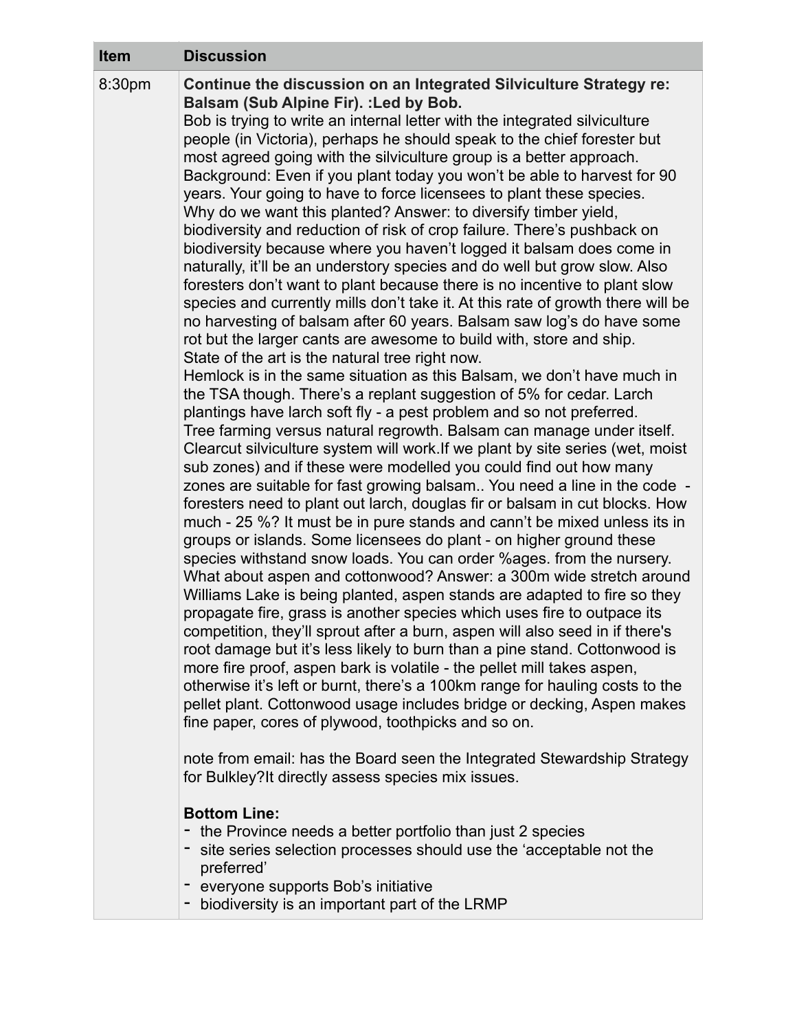| Item | Discussion |
| --- | --- |
| 8:30pm | **Continue the discussion on an Integrated Silviculture Strategy re: Balsam (Sub Alpine Fir). :Led by Bob.**<br>Bob is trying to write an internal letter with the integrated silviculture people (in Victoria), perhaps he should speak to the chief forester but most agreed going with the silviculture group is a better approach.<br>Background: Even if you plant today you won't be able to harvest for 90 years. Your going to have to force licensees to plant these species.<br>Why do we want this planted? Answer: to diversify timber yield, biodiversity and reduction of risk of crop failure. There's pushback on biodiversity because where you haven't logged it balsam does come in naturally, it'll be an understory species and do well but grow slow. Also foresters don't want to plant because there is no incentive to plant slow species and currently mills don't take it. At this rate of growth there will be no harvesting of balsam after 60 years. Balsam saw log's do have some rot but the larger cants are awesome to build with, store and ship.<br>State of the art is the natural tree right now.<br>Hemlock is in the same situation as this Balsam, we don't have much in the TSA though. There's a replant suggestion of 5% for cedar. Larch plantings have larch soft fly - a pest problem and so not preferred.<br>Tree farming versus natural regrowth. Balsam can manage under itself. Clearcut silviculture system will work.If we plant by site series (wet, moist sub zones) and if these were modelled you could find out how many zones are suitable for fast growing balsam.. You need a line in the code - foresters need to plant out larch, douglas fir or balsam in cut blocks. How much - 25 %? It must be in pure stands and cann't be mixed unless its in groups or islands. Some licensees do plant - on higher ground these species withstand snow loads. You can order %ages. from the nursery.<br>What about aspen and cottonwood? Answer: a 300m wide stretch around Williams Lake is being planted, aspen stands are adapted to fire so they propagate fire, grass is another species which uses fire to outpace its competition, they'll sprout after a burn, aspen will also seed in if there's root damage but it's less likely to burn than a pine stand. Cottonwood is more fire proof, aspen bark is volatile - the pellet mill takes aspen, otherwise it's left or burnt, there's a 100km range for hauling costs to the pellet plant. Cottonwood usage includes bridge or decking, Aspen makes fine paper, cores of plywood, toothpicks and so on.<br><br>note from email: has the Board seen the Integrated Stewardship Strategy for Bulkley?It directly assess species mix issues.<br><br>**Bottom Line:**<br>- the Province needs a better portfolio than just 2 species<br>- site series selection processes should use the 'acceptable not the preferred'<br>- everyone supports Bob's initiative<br>- biodiversity is an important part of the LRMP |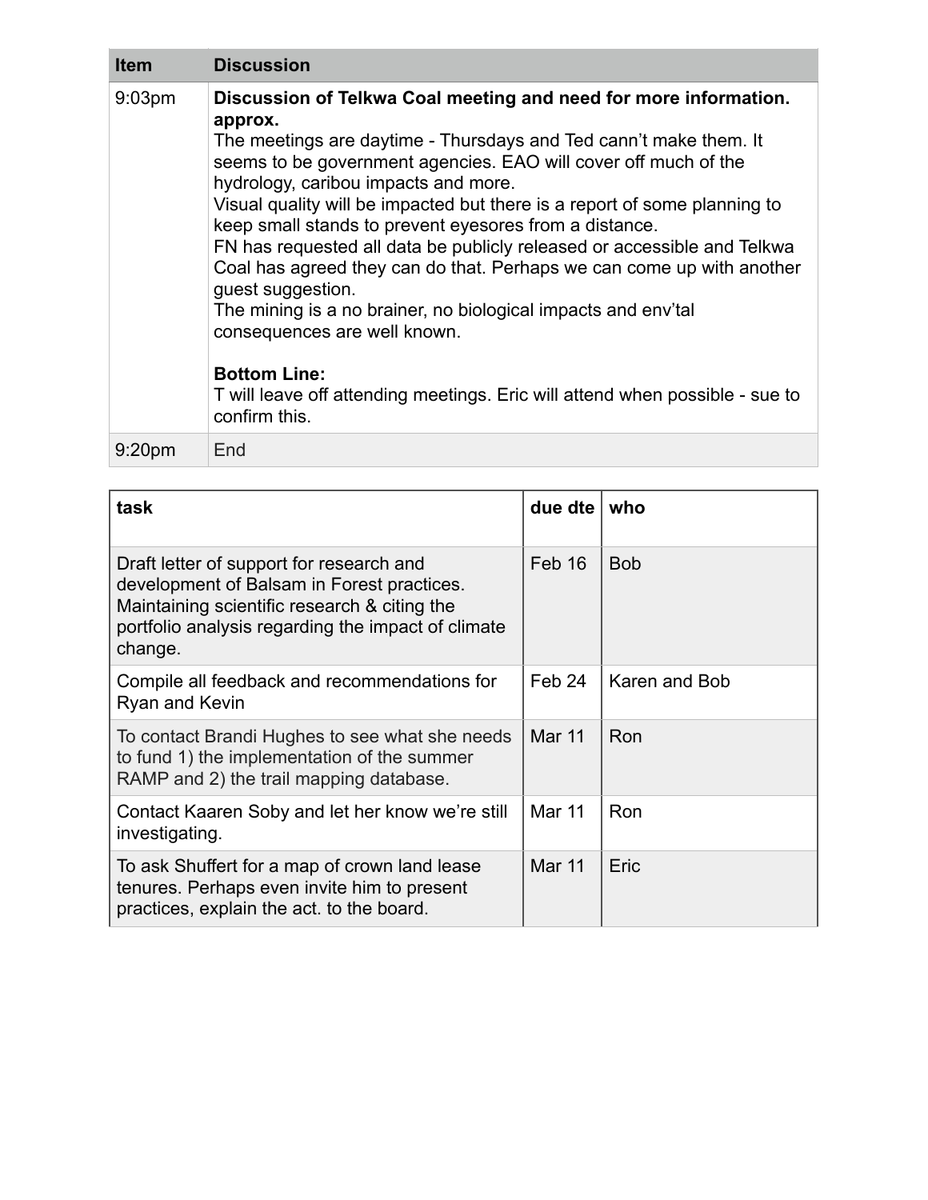| Item | Discussion |
| --- | --- |
| 9:03pm | **Discussion of Telkwa Coal meeting and need for more information. approx.**<br>The meetings are daytime - Thursdays and Ted cann't make them. It seems to be government agencies. EAO will cover off much of the hydrology, caribou impacts and more.<br>Visual quality will be impacted but there is a report of some planning to keep small stands to prevent eyesores from a distance.<br>FN has requested all data be publicly released or accessible and Telkwa Coal has agreed they can do that. Perhaps we can come up with another guest suggestion.<br>The mining is a no brainer, no biological impacts and env'tal consequences are well known.<br><br>**Bottom Line:**<br>T will leave off attending meetings. Eric will attend when possible - sue to confirm this. |
| 9:20pm | End |

| task | due dte | who |
| --- | --- | --- |
| Draft letter of support for research and development of Balsam in Forest practices. Maintaining scientific research & citing the portfolio analysis regarding the impact of climate change. | Feb 16 | Bob |
| Compile all feedback and recommendations for Ryan and Kevin | Feb 24 | Karen and Bob |
| To contact Brandi Hughes to see what she needs to fund 1) the implementation of the summer RAMP and 2) the trail mapping database. | Mar 11 | Ron |
| Contact Kaaren Soby and let her know we're still investigating. | Mar 11 | Ron |
| To ask Shuffert for a map of crown land lease tenures. Perhaps even invite him to present practices, explain the act. to the board. | Mar 11 | Eric |